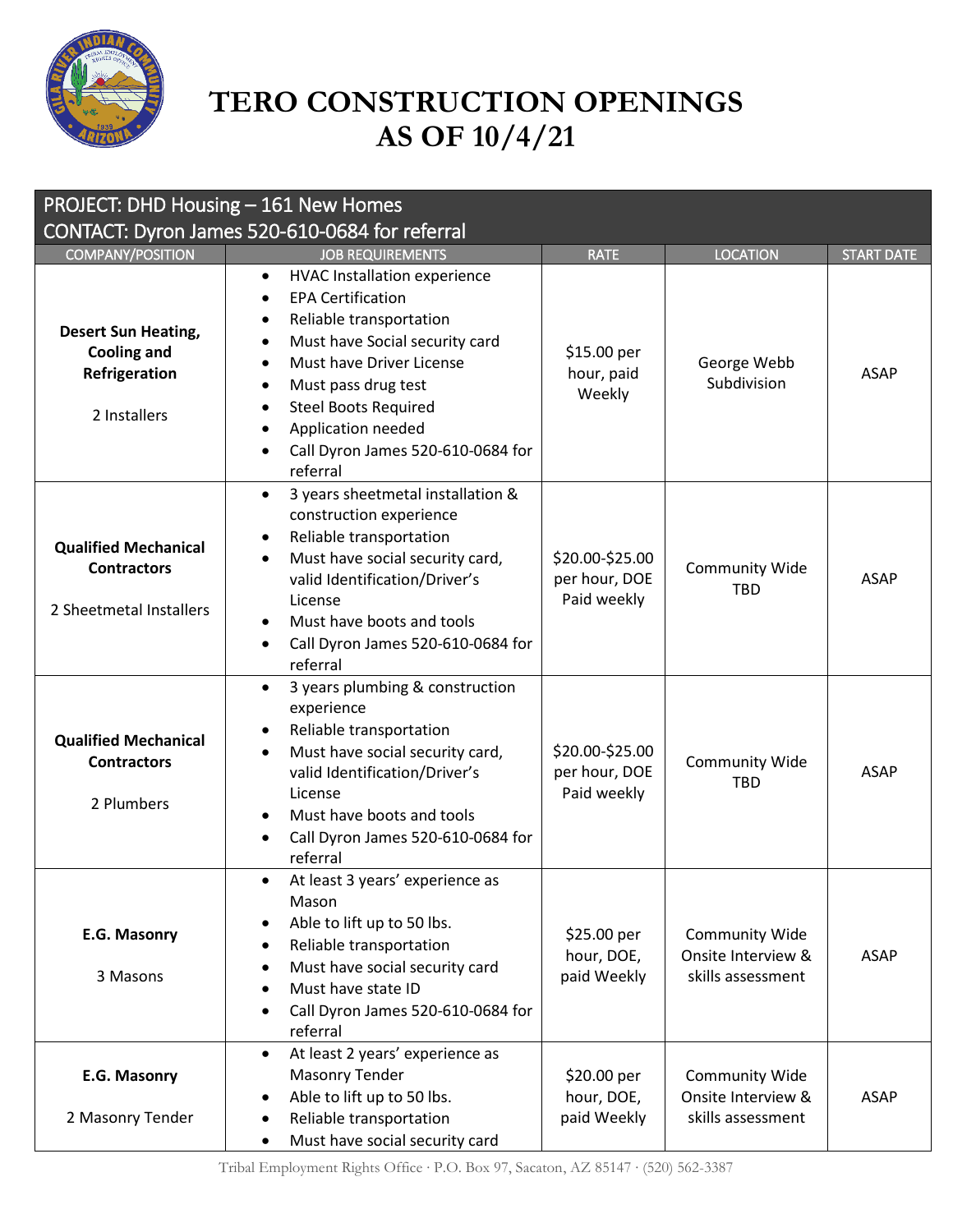# TERO CONSTRUCTION OPENINGS AS OF 10/4/21

| PROJECT: DHD Housing – 161 New Homes<br>CONTACT: Dyron James 520-610-0684 for referral | | | | |
|---|---|---|---|---|
| **COMPANY/POSITION** | **JOB REQUIREMENTS** | **RATE** | **LOCATION** | **START DATE** |
| **Desert Sun Heating, Cooling and Refrigeration**<br><br>2 Installers | • HVAC Installation experience<br>• EPA Certification<br>• Reliable transportation<br>• Must have Social security card<br>• Must have Driver License<br>• Must pass drug test<br>• Steel Boots Required<br>• Application needed<br>• Call Dyron James 520-610-0684 for referral | $15.00 per hour, paid Weekly | George Webb Subdivision | ASAP |
| **Qualified Mechanical Contractors**<br><br>2 Sheetmetal Installers | • 3 years sheetmetal installation & construction experience<br>• Reliable transportation<br>• Must have social security card, valid Identification/Driver's License<br>• Must have boots and tools<br>• Call Dyron James 520-610-0684 for referral | $20.00-$25.00 per hour, DOE Paid weekly | Community Wide TBD | ASAP |
| **Qualified Mechanical Contractors**<br><br>2 Plumbers | • 3 years plumbing & construction experience<br>• Reliable transportation<br>• Must have social security card, valid Identification/Driver's License<br>• Must have boots and tools<br>• Call Dyron James 520-610-0684 for referral | $20.00-$25.00 per hour, DOE Paid weekly | Community Wide TBD | ASAP |
| **E.G. Masonry**<br><br>3 Masons | • At least 3 years' experience as Mason<br>• Able to lift up to 50 lbs.<br>• Reliable transportation<br>• Must have social security card<br>• Must have state ID<br>• Call Dyron James 520-610-0684 for referral | $25.00 per hour, DOE, paid Weekly | Community Wide Onsite Interview & skills assessment | ASAP |
| **E.G. Masonry**<br><br>2 Masonry Tender | • At least 2 years' experience as Masonry Tender<br>• Able to lift up to 50 lbs.<br>• Reliable transportation<br>• Must have social security card | $20.00 per hour, DOE, paid Weekly | Community Wide Onsite Interview & skills assessment | ASAP |

Tribal Employment Rights Office · P.O. Box 97, Sacaton, AZ 85147 · (520) 562-3387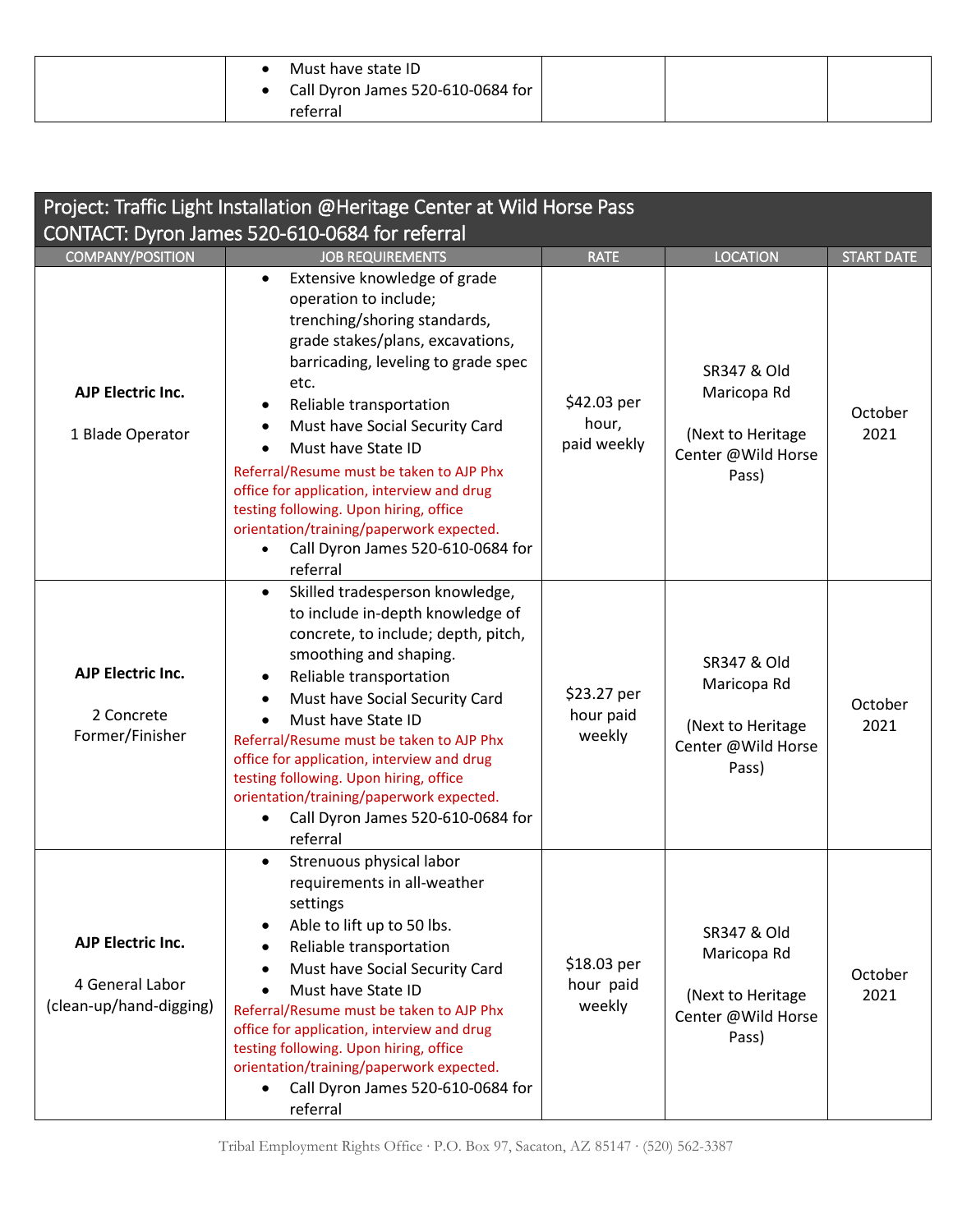| | JOB REQUIREMENTS | | | |
|---|---|---|---|---|
| | • Must have state ID<br>• Call Dyron James 520-610-0684 for referral | | | |

## Project: Traffic Light Installation @Heritage Center at Wild Horse Pass
## CONTACT: Dyron James 520-610-0684 for referral

| COMPANY/POSITION | JOB REQUIREMENTS | RATE | LOCATION | START DATE |
|---|---|---|---|---|
| **AJP Electric Inc.**<br><br>1 Blade Operator | • Extensive knowledge of grade operation to include; trenching/shoring standards, grade stakes/plans, excavations, barricading, leveling to grade spec etc.<br>• Reliable transportation<br>• Must have Social Security Card<br>• Must have State ID<br>Referral/Resume must be taken to AJP Phx office for application, interview and drug testing following. Upon hiring, office orientation/training/paperwork expected.<br>• Call Dyron James 520-610-0684 for referral | $42.03 per hour, paid weekly | SR347 & Old Maricopa Rd<br><br>(Next to Heritage Center @Wild Horse Pass) | October 2021 |
| **AJP Electric Inc.**<br><br>2 Concrete Former/Finisher | • Skilled tradesperson knowledge, to include in-depth knowledge of concrete, to include; depth, pitch, smoothing and shaping.<br>• Reliable transportation<br>• Must have Social Security Card<br>• Must have State ID<br>Referral/Resume must be taken to AJP Phx office for application, interview and drug testing following. Upon hiring, office orientation/training/paperwork expected.<br>• Call Dyron James 520-610-0684 for referral | $23.27 per hour paid weekly | SR347 & Old Maricopa Rd<br><br>(Next to Heritage Center @Wild Horse Pass) | October 2021 |
| **AJP Electric Inc.**<br><br>4 General Labor (clean-up/hand-digging) | • Strenuous physical labor requirements in all-weather settings<br>• Able to lift up to 50 lbs.<br>• Reliable transportation<br>• Must have Social Security Card<br>• Must have State ID<br>Referral/Resume must be taken to AJP Phx office for application, interview and drug testing following. Upon hiring, office orientation/training/paperwork expected.<br>• Call Dyron James 520-610-0684 for referral | $18.03 per hour paid weekly | SR347 & Old Maricopa Rd<br><br>(Next to Heritage Center @Wild Horse Pass) | October 2021 |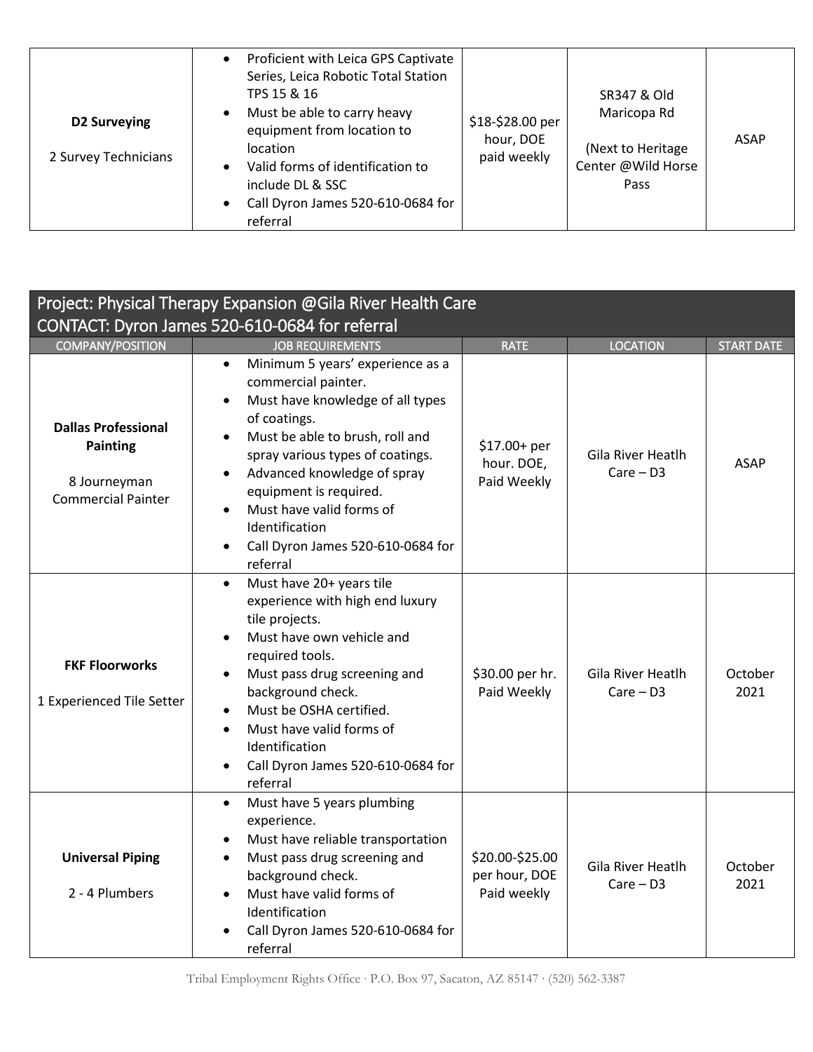| | | | | |
|---|---|---|---|---|
| **D2 Surveying**<br><br>2 Survey Technicians | • Proficient with Leica GPS Captivate Series, Leica Robotic Total Station TPS 15 & 16<br>• Must be able to carry heavy equipment from location to location<br>• Valid forms of identification to include DL & SSC<br>• Call Dyron James 520-610-0684 for referral | $18-$28.00 per hour, DOE paid weekly | SR347 & Old Maricopa Rd<br><br>(Next to Heritage Center @Wild Horse Pass | ASAP |

## Project: Physical Therapy Expansion @Gila River Health Care
## CONTACT: Dyron James 520-610-0684 for referral

| COMPANY/POSITION | JOB REQUIREMENTS | RATE | LOCATION | START DATE |
|---|---|---|---|---|
| **Dallas Professional Painting**<br><br>8 Journeyman Commercial Painter | • Minimum 5 years' experience as a commercial painter.<br>• Must have knowledge of all types of coatings.<br>• Must be able to brush, roll and spray various types of coatings.<br>• Advanced knowledge of spray equipment is required.<br>• Must have valid forms of Identification<br>• Call Dyron James 520-610-0684 for referral | $17.00+ per hour. DOE, Paid Weekly | Gila River Heatlh Care – D3 | ASAP |
| **FKF Floorworks**<br><br>1 Experienced Tile Setter | • Must have 20+ years tile experience with high end luxury tile projects.<br>• Must have own vehicle and required tools.<br>• Must pass drug screening and background check.<br>• Must be OSHA certified.<br>• Must have valid forms of Identification<br>• Call Dyron James 520-610-0684 for referral | $30.00 per hr. Paid Weekly | Gila River Heatlh Care – D3 | October 2021 |
| **Universal Piping**<br><br>2 - 4 Plumbers | • Must have 5 years plumbing experience.<br>• Must have reliable transportation<br>• Must pass drug screening and background check.<br>• Must have valid forms of Identification<br>• Call Dyron James 520-610-0684 for referral | $20.00-$25.00 per hour, DOE Paid weekly | Gila River Heatlh Care – D3 | October 2021 |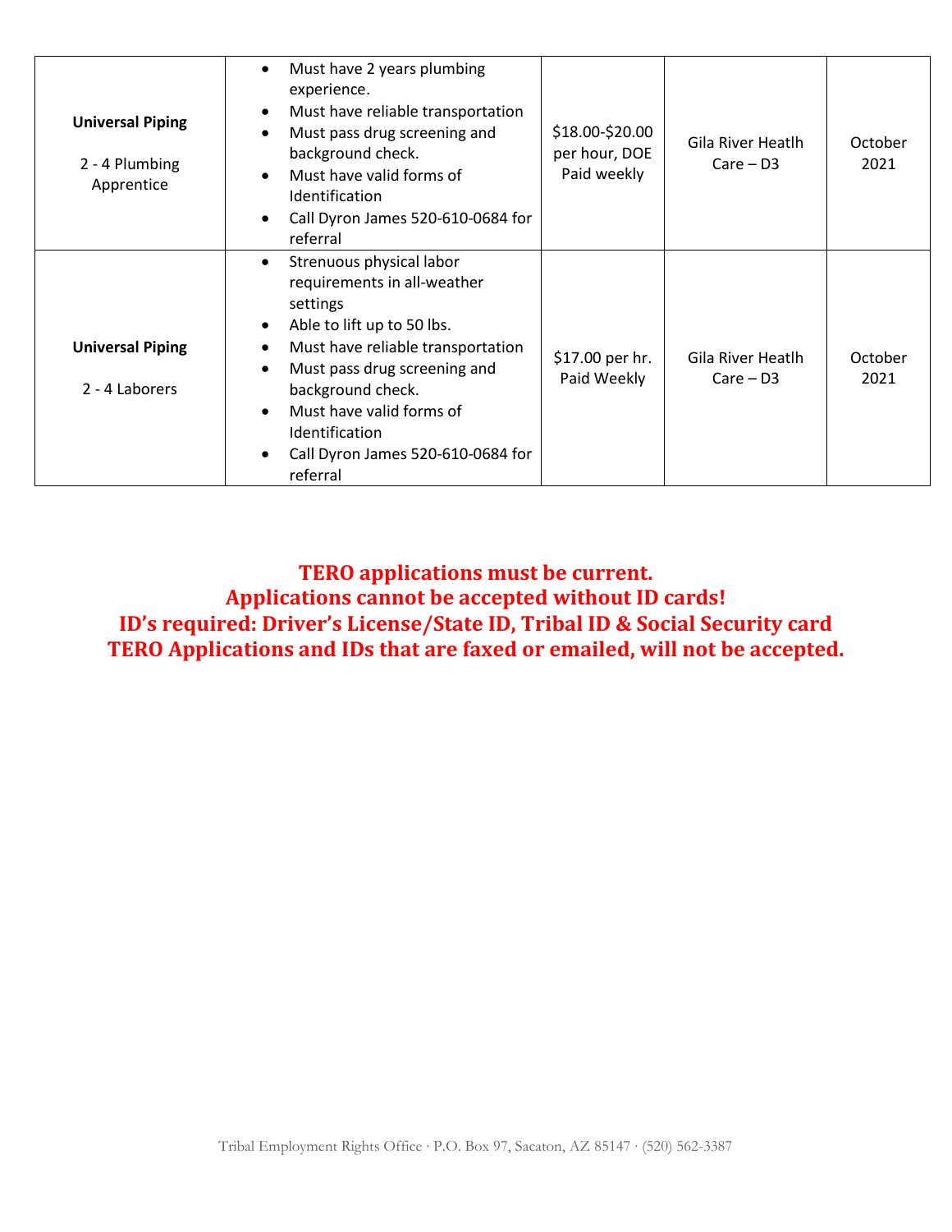| | | | | |
|---|---|---|---|---|
| **Universal Piping**<br><br>2 - 4 Plumbing Apprentice | • Must have 2 years plumbing experience.<br>• Must have reliable transportation<br>• Must pass drug screening and background check.<br>• Must have valid forms of Identification<br>• Call Dyron James 520-610-0684 for referral | $18.00-$20.00 per hour, DOE Paid weekly | Gila River Heatlh Care – D3 | October 2021 |
| **Universal Piping**<br><br>2 - 4 Laborers | • Strenuous physical labor requirements in all-weather settings<br>• Able to lift up to 50 lbs.<br>• Must have reliable transportation<br>• Must pass drug screening and background check.<br>• Must have valid forms of Identification<br>• Call Dyron James 520-610-0684 for referral | $17.00 per hr. Paid Weekly | Gila River Heatlh Care – D3 | October 2021 |

**TERO applications must be current.**
**Applications cannot be accepted without ID cards!**
**ID's required: Driver's License/State ID, Tribal ID & Social Security card**
**TERO Applications and IDs that are faxed or emailed, will not be accepted.**

Tribal Employment Rights Office · P.O. Box 97, Sacaton, AZ 85147 · (520) 562-3387